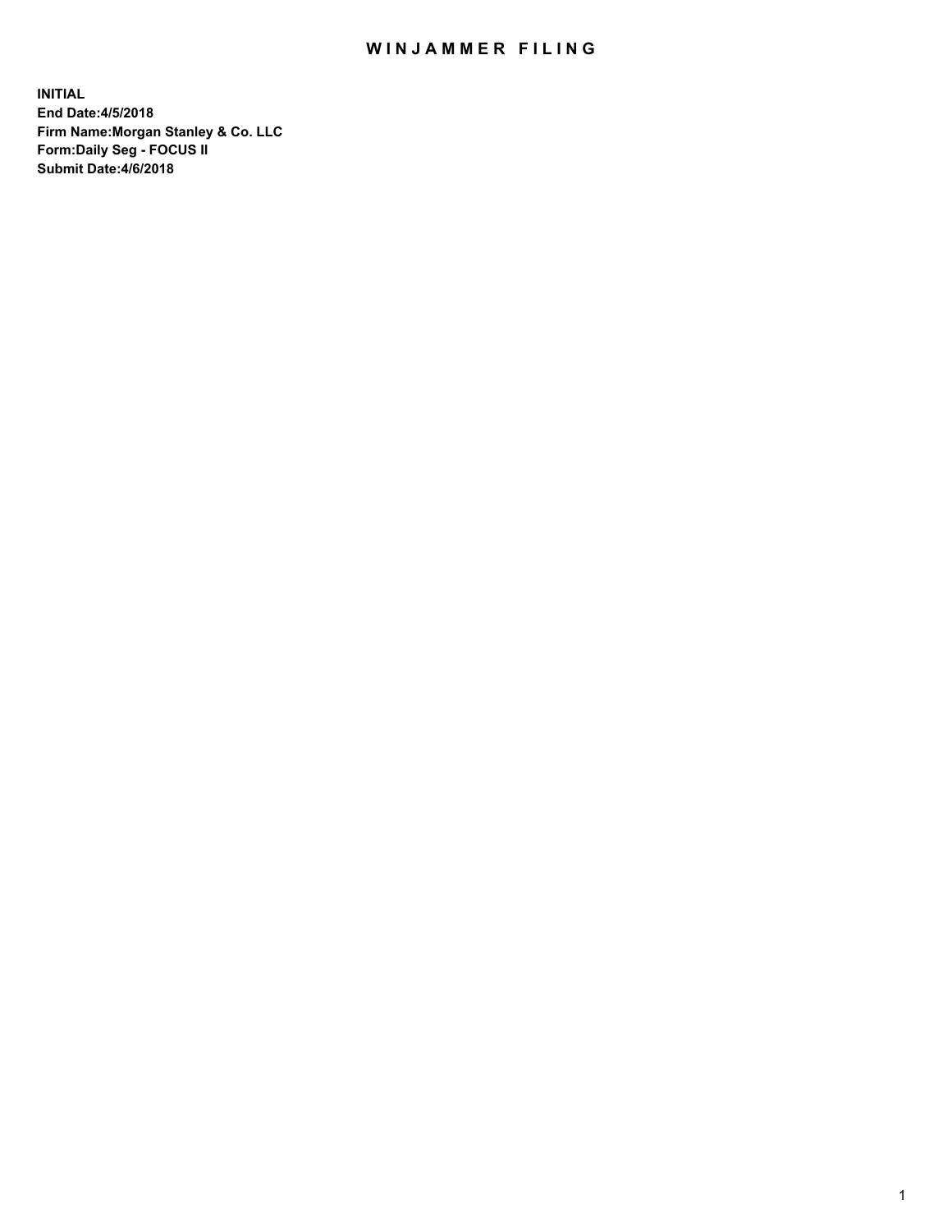# WINJAMMER FILING

**INITIAL**
**End Date:4/5/2018**
**Firm Name:Morgan Stanley & Co. LLC**
**Form:Daily Seg - FOCUS II**
**Submit Date:4/6/2018**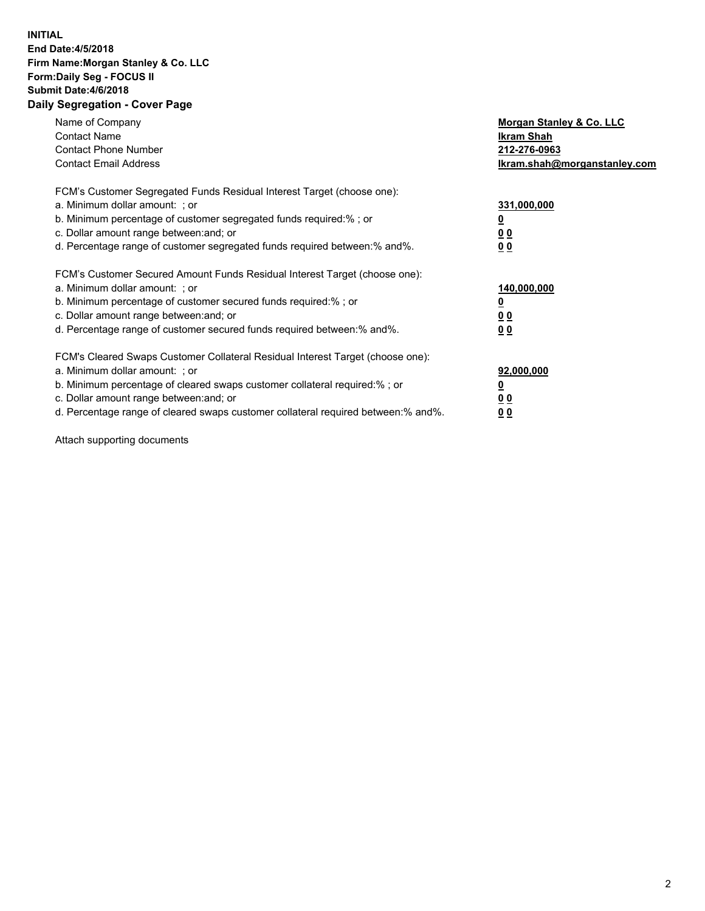**INITIAL**
**End Date:4/5/2018**
**Firm Name:Morgan Stanley & Co. LLC**
**Form:Daily Seg - FOCUS II**
**Submit Date:4/6/2018**
**Daily Segregation - Cover Page**

| | |
|---|---|
| Name of Company | **Morgan Stanley & Co. LLC** |
| Contact Name | **Ikram Shah** |
| Contact Phone Number | **212-276-0963** |
| Contact Email Address | **Ikram.shah@morganstanley.com** |
| | |
| FCM's Customer Segregated Funds Residual Interest Target (choose one): | |
| a. Minimum dollar amount: ; or | **331,000,000** |
| b. Minimum percentage of customer segregated funds required:% ; or | **0** |
| c. Dollar amount range between:and; or | **0 0** |
| d. Percentage range of customer segregated funds required between:% and%. | **0 0** |
| | |
| FCM's Customer Secured Amount Funds Residual Interest Target (choose one): | |
| a. Minimum dollar amount: ; or | **140,000,000** |
| b. Minimum percentage of customer secured funds required:% ; or | **0** |
| c. Dollar amount range between:and; or | **0 0** |
| d. Percentage range of customer secured funds required between:% and%. | **0 0** |
| | |
| FCM's Cleared Swaps Customer Collateral Residual Interest Target (choose one): | |
| a. Minimum dollar amount: ; or | **92,000,000** |
| b. Minimum percentage of cleared swaps customer collateral required:% ; or | **0** |
| c. Dollar amount range between:and; or | **0 0** |
| d. Percentage range of cleared swaps customer collateral required between:% and%. | **0 0** |

Attach supporting documents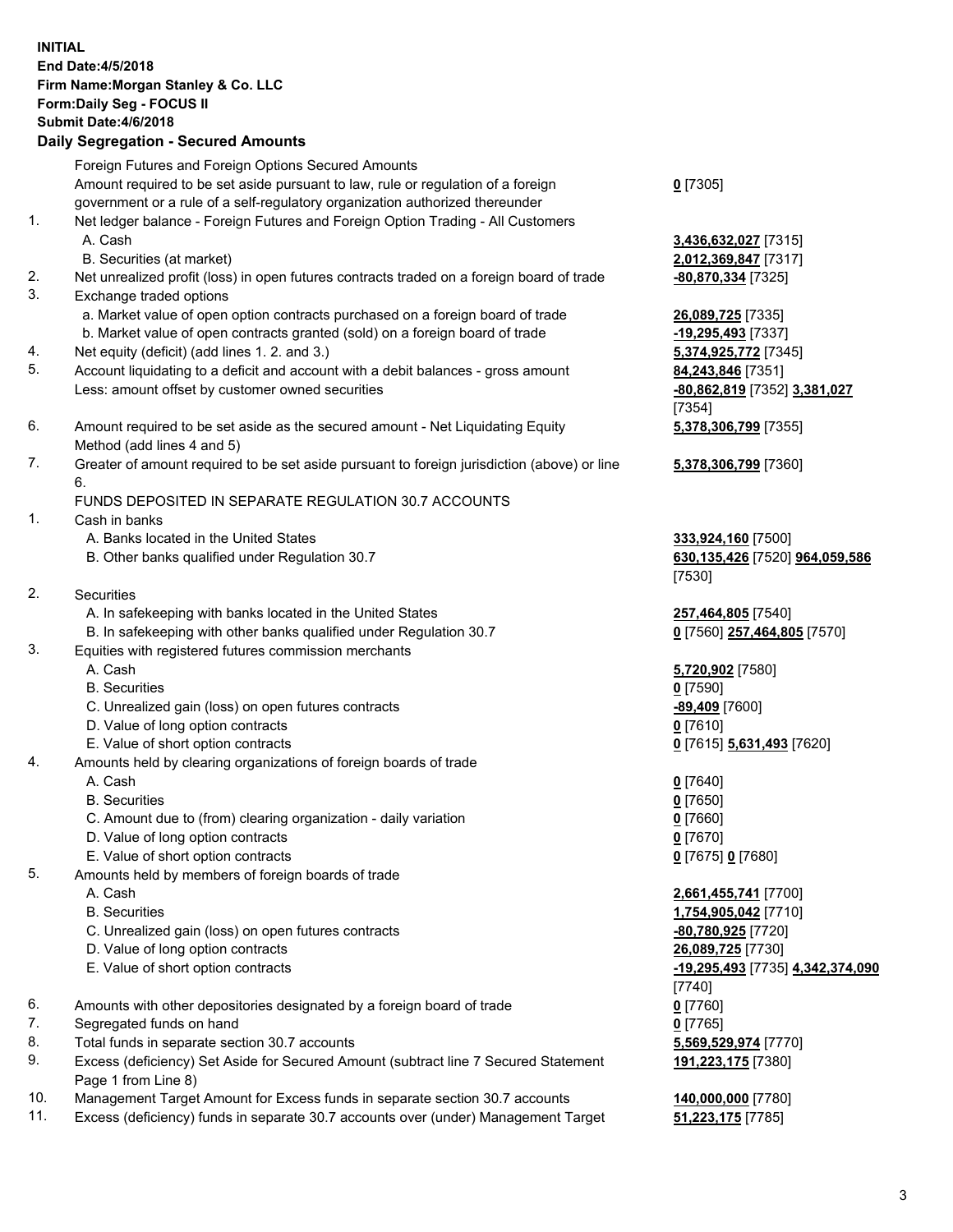**INITIAL**
**End Date:4/5/2018**
**Firm Name:Morgan Stanley & Co. LLC**
**Form:Daily Seg - FOCUS II**
**Submit Date:4/6/2018**

## Daily Segregation - Secured Amounts

| | | |
|---|---|---|
| | Foreign Futures and Foreign Options Secured Amounts | |
| | Amount required to be set aside pursuant to law, rule or regulation of a foreign government or a rule of a self-regulatory organization authorized thereunder | **0** [7305] |
| 1. | Net ledger balance - Foreign Futures and Foreign Option Trading - All Customers | |
| | A. Cash | **3,436,632,027** [7315] |
| | B. Securities (at market) | **2,012,369,847** [7317] |
| 2. | Net unrealized profit (loss) in open futures contracts traded on a foreign board of trade | **-80,870,334** [7325] |
| 3. | Exchange traded options | |
| | a. Market value of open option contracts purchased on a foreign board of trade | **26,089,725** [7335] |
| | b. Market value of open contracts granted (sold) on a foreign board of trade | **-19,295,493** [7337] |
| 4. | Net equity (deficit) (add lines 1. 2. and 3.) | **5,374,925,772** [7345] |
| 5. | Account liquidating to a deficit and account with a debit balances - gross amount | **84,243,846** [7351] |
| | Less: amount offset by customer owned securities | **-80,862,819** [7352] **3,381,027** [7354] |
| 6. | Amount required to be set aside as the secured amount - Net Liquidating Equity Method (add lines 4 and 5) | **5,378,306,799** [7355] |
| 7. | Greater of amount required to be set aside pursuant to foreign jurisdiction (above) or line 6. | **5,378,306,799** [7360] |
| | FUNDS DEPOSITED IN SEPARATE REGULATION 30.7 ACCOUNTS | |
| 1. | Cash in banks | |
| | A. Banks located in the United States | **333,924,160** [7500] |
| | B. Other banks qualified under Regulation 30.7 | **630,135,426** [7520] **964,059,586** [7530] |
| 2. | Securities | |
| | A. In safekeeping with banks located in the United States | **257,464,805** [7540] |
| | B. In safekeeping with other banks qualified under Regulation 30.7 | **0** [7560] **257,464,805** [7570] |
| 3. | Equities with registered futures commission merchants | |
| | A. Cash | **5,720,902** [7580] |
| | B. Securities | **0** [7590] |
| | C. Unrealized gain (loss) on open futures contracts | **-89,409** [7600] |
| | D. Value of long option contracts | **0** [7610] |
| | E. Value of short option contracts | **0** [7615] **5,631,493** [7620] |
| 4. | Amounts held by clearing organizations of foreign boards of trade | |
| | A. Cash | **0** [7640] |
| | B. Securities | **0** [7650] |
| | C. Amount due to (from) clearing organization - daily variation | **0** [7660] |
| | D. Value of long option contracts | **0** [7670] |
| | E. Value of short option contracts | **0** [7675] **0** [7680] |
| 5. | Amounts held by members of foreign boards of trade | |
| | A. Cash | **2,661,455,741** [7700] |
| | B. Securities | **1,754,905,042** [7710] |
| | C. Unrealized gain (loss) on open futures contracts | **-80,780,925** [7720] |
| | D. Value of long option contracts | **26,089,725** [7730] |
| | E. Value of short option contracts | **-19,295,493** [7735] **4,342,374,090** [7740] |
| 6. | Amounts with other depositories designated by a foreign board of trade | **0** [7760] |
| 7. | Segregated funds on hand | **0** [7765] |
| 8. | Total funds in separate section 30.7 accounts | **5,569,529,974** [7770] |
| 9. | Excess (deficiency) Set Aside for Secured Amount (subtract line 7 Secured Statement Page 1 from Line 8) | **191,223,175** [7380] |
| 10. | Management Target Amount for Excess funds in separate section 30.7 accounts | **140,000,000** [7780] |
| 11. | Excess (deficiency) funds in separate 30.7 accounts over (under) Management Target | **51,223,175** [7785] |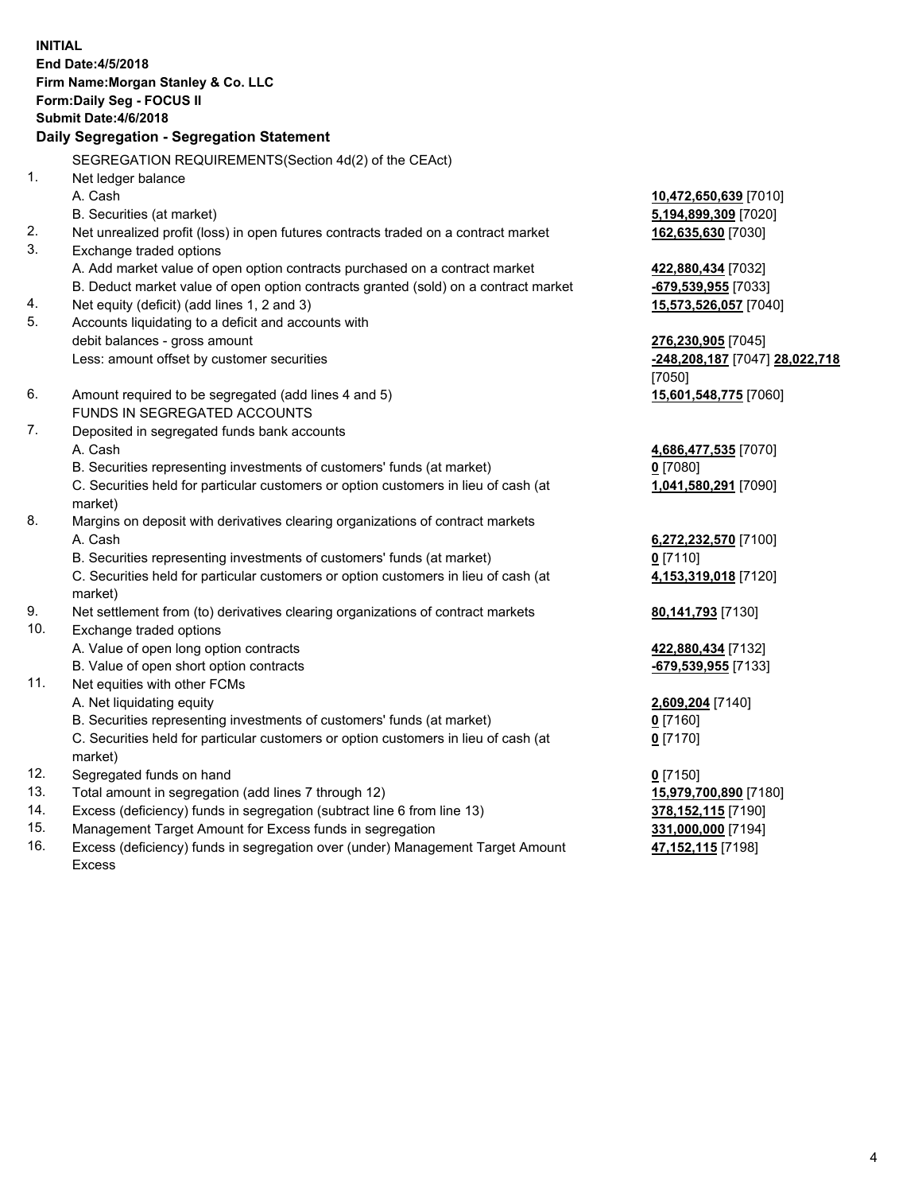**INITIAL**
**End Date:4/5/2018**
**Firm Name:Morgan Stanley & Co. LLC**
**Form:Daily Seg - FOCUS II**
**Submit Date:4/6/2018**

## Daily Segregation - Segregation Statement

| | | |
|---|---|---|
| | SEGREGATION REQUIREMENTS(Section 4d(2) of the CEAct) | |
| 1. | Net ledger balance | |
| | A. Cash | **10,472,650,639** [7010] |
| | B. Securities (at market) | **5,194,899,309** [7020] |
| 2. | Net unrealized profit (loss) in open futures contracts traded on a contract market | **162,635,630** [7030] |
| 3. | Exchange traded options | |
| | A. Add market value of open option contracts purchased on a contract market | **422,880,434** [7032] |
| | B. Deduct market value of open option contracts granted (sold) on a contract market | **-679,539,955** [7033] |
| 4. | Net equity (deficit) (add lines 1, 2 and 3) | **15,573,526,057** [7040] |
| 5. | Accounts liquidating to a deficit and accounts with debit balances - gross amount | **276,230,905** [7045] |
| | Less: amount offset by customer securities | **-248,208,187** [7047] **28,022,718** [7050] |
| 6. | Amount required to be segregated (add lines 4 and 5) | **15,601,548,775** [7060] |
| | FUNDS IN SEGREGATED ACCOUNTS | |
| 7. | Deposited in segregated funds bank accounts | |
| | A. Cash | **4,686,477,535** [7070] |
| | B. Securities representing investments of customers' funds (at market) | **0** [7080] |
| | C. Securities held for particular customers or option customers in lieu of cash (at market) | **1,041,580,291** [7090] |
| 8. | Margins on deposit with derivatives clearing organizations of contract markets | |
| | A. Cash | **6,272,232,570** [7100] |
| | B. Securities representing investments of customers' funds (at market) | **0** [7110] |
| | C. Securities held for particular customers or option customers in lieu of cash (at market) | **4,153,319,018** [7120] |
| 9. | Net settlement from (to) derivatives clearing organizations of contract markets | **80,141,793** [7130] |
| 10. | Exchange traded options | |
| | A. Value of open long option contracts | **422,880,434** [7132] |
| | B. Value of open short option contracts | **-679,539,955** [7133] |
| 11. | Net equities with other FCMs | |
| | A. Net liquidating equity | **2,609,204** [7140] |
| | B. Securities representing investments of customers' funds (at market) | **0** [7160] |
| | C. Securities held for particular customers or option customers in lieu of cash (at market) | **0** [7170] |
| 12. | Segregated funds on hand | **0** [7150] |
| 13. | Total amount in segregation (add lines 7 through 12) | **15,979,700,890** [7180] |
| 14. | Excess (deficiency) funds in segregation (subtract line 6 from line 13) | **378,152,115** [7190] |
| 15. | Management Target Amount for Excess funds in segregation | **331,000,000** [7194] |
| 16. | Excess (deficiency) funds in segregation over (under) Management Target Amount Excess | **47,152,115** [7198] |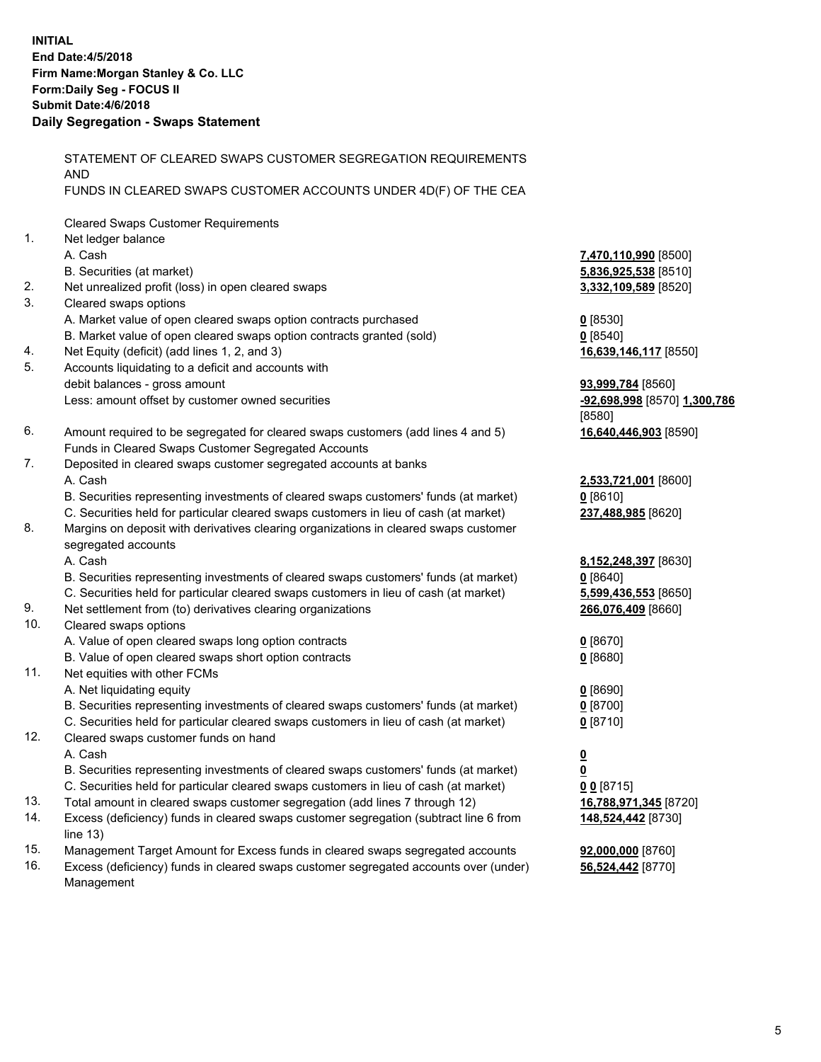**INITIAL**
**End Date:4/5/2018**
**Firm Name:Morgan Stanley & Co. LLC**
**Form:Daily Seg - FOCUS II**
**Submit Date:4/6/2018**
**Daily Segregation - Swaps Statement**

STATEMENT OF CLEARED SWAPS CUSTOMER SEGREGATION REQUIREMENTS AND FUNDS IN CLEARED SWAPS CUSTOMER ACCOUNTS UNDER 4D(F) OF THE CEA

| | | |
|---|---|---|
| | Cleared Swaps Customer Requirements | |
| 1. | Net ledger balance | |
| | A. Cash | **7,470,110,990** [8500] |
| | B. Securities (at market) | **5,836,925,538** [8510] |
| 2. | Net unrealized profit (loss) in open cleared swaps | **3,332,109,589** [8520] |
| 3. | Cleared swaps options | |
| | A. Market value of open cleared swaps option contracts purchased | **0** [8530] |
| | B. Market value of open cleared swaps option contracts granted (sold) | **0** [8540] |
| 4. | Net Equity (deficit) (add lines 1, 2, and 3) | **16,639,146,117** [8550] |
| 5. | Accounts liquidating to a deficit and accounts with debit balances - gross amount | **93,999,784** [8560] |
| | Less: amount offset by customer owned securities | **-92,698,998** [8570] **1,300,786** [8580] |
| 6. | Amount required to be segregated for cleared swaps customers (add lines 4 and 5) | **16,640,446,903** [8590] |
| | Funds in Cleared Swaps Customer Segregated Accounts | |
| 7. | Deposited in cleared swaps customer segregated accounts at banks | |
| | A. Cash | **2,533,721,001** [8600] |
| | B. Securities representing investments of cleared swaps customers' funds (at market) | **0** [8610] |
| | C. Securities held for particular cleared swaps customers in lieu of cash (at market) | **237,488,985** [8620] |
| 8. | Margins on deposit with derivatives clearing organizations in cleared swaps customer segregated accounts | |
| | A. Cash | **8,152,248,397** [8630] |
| | B. Securities representing investments of cleared swaps customers' funds (at market) | **0** [8640] |
| | C. Securities held for particular cleared swaps customers in lieu of cash (at market) | **5,599,436,553** [8650] |
| 9. | Net settlement from (to) derivatives clearing organizations | **266,076,409** [8660] |
| 10. | Cleared swaps options | |
| | A. Value of open cleared swaps long option contracts | **0** [8670] |
| | B. Value of open cleared swaps short option contracts | **0** [8680] |
| 11. | Net equities with other FCMs | |
| | A. Net liquidating equity | **0** [8690] |
| | B. Securities representing investments of cleared swaps customers' funds (at market) | **0** [8700] |
| | C. Securities held for particular cleared swaps customers in lieu of cash (at market) | **0** [8710] |
| 12. | Cleared swaps customer funds on hand | |
| | A. Cash | **0** |
| | B. Securities representing investments of cleared swaps customers' funds (at market) | **0** |
| | C. Securities held for particular cleared swaps customers in lieu of cash (at market) | **0** **0** [8715] |
| 13. | Total amount in cleared swaps customer segregation (add lines 7 through 12) | **16,788,971,345** [8720] |
| 14. | Excess (deficiency) funds in cleared swaps customer segregation (subtract line 6 from line 13) | **148,524,442** [8730] |
| 15. | Management Target Amount for Excess funds in cleared swaps segregated accounts | **92,000,000** [8760] |
| 16. | Excess (deficiency) funds in cleared swaps customer segregated accounts over (under) Management | **56,524,442** [8770] |